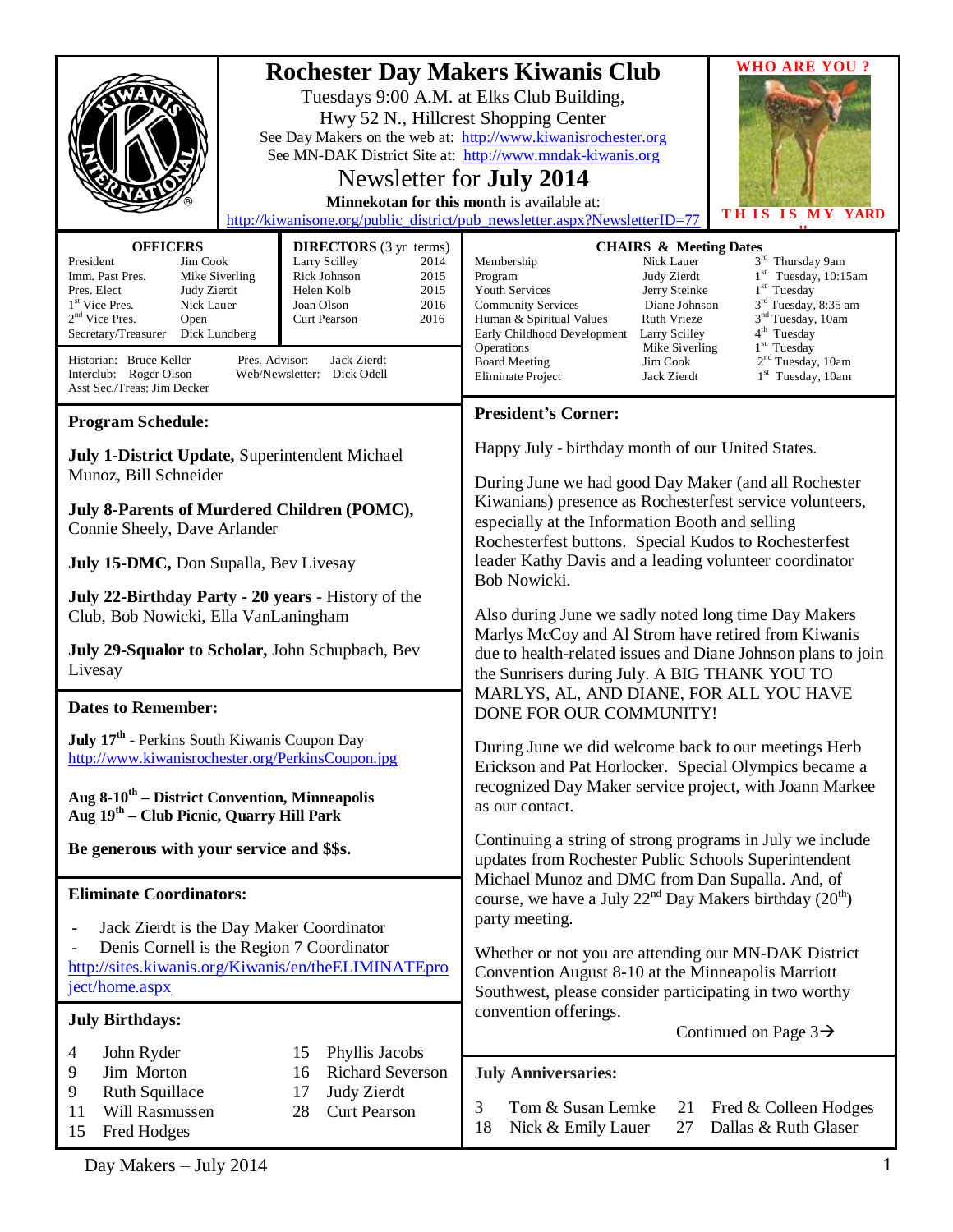# Rochester Day Makers Kiwanis Club

Tuesdays 9:00 A.M. at Elks Club Building,
Hwy 52 N., Hillcrest Shopping Center

See Day Makers on the web at: http://www.kiwanisrochester.org
See MN-DAK District Site at: http://www.mndak-kiwanis.org

## Newsletter for July 2014

**Minnekotan for this month** is available at:
http://kiwanisone.org/public_district/pub_newsletter.aspx?NewsletterID=77

**WHO ARE YOU ?**

**THIS IS MY YARD**

| **OFFICERS** | |
|---|---|
| President | Jim Cook |
| Imm. Past Pres. | Mike Siverling |
| Pres. Elect | Judy Zierdt |
| 1st Vice Pres. | Nick Lauer |
| 2nd Vice Pres. | Open |
| Secretary/Treasurer | Dick Lundberg |

| **DIRECTORS** (3 yr terms) | |
|---|---|
| Larry Scilley | 2014 |
| Rick Johnson | 2015 |
| Helen Kolb | 2015 |
| Joan Olson | 2016 |
| Curt Pearson | 2016 |

Historian: Bruce Keller
Interclub: Roger Olson
Asst Sec./Treas: Jim Decker
Pres. Advisor: Jack Zierdt
Web/Newsletter: Dick Odell

| **CHAIRS & Meeting Dates** | | |
|---|---|---|
| Membership | Nick Lauer | 3rd Thursday 9am |
| Program | Judy Zierdt | 1st Tuesday, 10:15am |
| Youth Services | Jerry Steinke | 1st Tuesday |
| Community Services | Diane Johnson | 3rd Tuesday, 8:35 am |
| Human & Spiritual Values | Ruth Vrieze | 3rd Tuesday, 10am |
| Early Childhood Development | Larry Scilley | 4th Tuesday |
| Operations | Mike Siverling | 1st Tuesday |
| Board Meeting | Jim Cook | 2nd Tuesday, 10am |
| Eliminate Project | Jack Zierdt | 1st Tuesday, 10am |

### Program Schedule:

**July 1-District Update,** Superintendent Michael Munoz, Bill Schneider

**July 8-Parents of Murdered Children (POMC),** Connie Sheely, Dave Arlander

**July 15-DMC,** Don Supalla, Bev Livesay

**July 22-Birthday Party - 20 years** - History of the Club, Bob Nowicki, Ella VanLaningham

**July 29-Squalor to Scholar,** John Schupbach, Bev Livesay

### Dates to Remember:

**July 17th** - Perkins South Kiwanis Coupon Day
http://www.kiwanisrochester.org/PerkinsCoupon.jpg

**Aug 8-10th – District Convention, Minneapolis**
**Aug 19th – Club Picnic, Quarry Hill Park**

**Be generous with your service and $$s.**

### Eliminate Coordinators:

- Jack Zierdt is the Day Maker Coordinator
- Denis Cornell is the Region 7 Coordinator

http://sites.kiwanis.org/Kiwanis/en/theELIMINATEproject/home.aspx

### July Birthdays:

| | | | |
|---|---|---|---|
| 4 | John Ryder | 15 | Phyllis Jacobs |
| 9 | Jim Morton | 16 | Richard Severson |
| 9 | Ruth Squillace | 17 | Judy Zierdt |
| 11 | Will Rasmussen | 28 | Curt Pearson |
| 15 | Fred Hodges | | |

### President's Corner:

Happy July - birthday month of our United States.

During June we had good Day Maker (and all Rochester Kiwanians) presence as Rochesterfest service volunteers, especially at the Information Booth and selling Rochesterfest buttons. Special Kudos to Rochesterfest leader Kathy Davis and a leading volunteer coordinator Bob Nowicki.

Also during June we sadly noted long time Day Makers Marlys McCoy and Al Strom have retired from Kiwanis due to health-related issues and Diane Johnson plans to join the Sunrisers during July. A BIG THANK YOU TO MARLYS, AL, AND DIANE, FOR ALL YOU HAVE DONE FOR OUR COMMUNITY!

During June we did welcome back to our meetings Herb Erickson and Pat Horlocker. Special Olympics became a recognized Day Maker service project, with Joann Markee as our contact.

Continuing a string of strong programs in July we include updates from Rochester Public Schools Superintendent Michael Munoz and DMC from Dan Supalla. And, of course, we have a July 22nd Day Makers birthday (20th) party meeting.

Whether or not you are attending our MN-DAK District Convention August 8-10 at the Minneapolis Marriott Southwest, please consider participating in two worthy convention offerings.

Continued on Page 3→

### July Anniversaries:

| | | | |
|---|---|---|---|
| 3 | Tom & Susan Lemke | 21 | Fred & Colleen Hodges |
| 18 | Nick & Emily Lauer | 27 | Dallas & Ruth Glaser |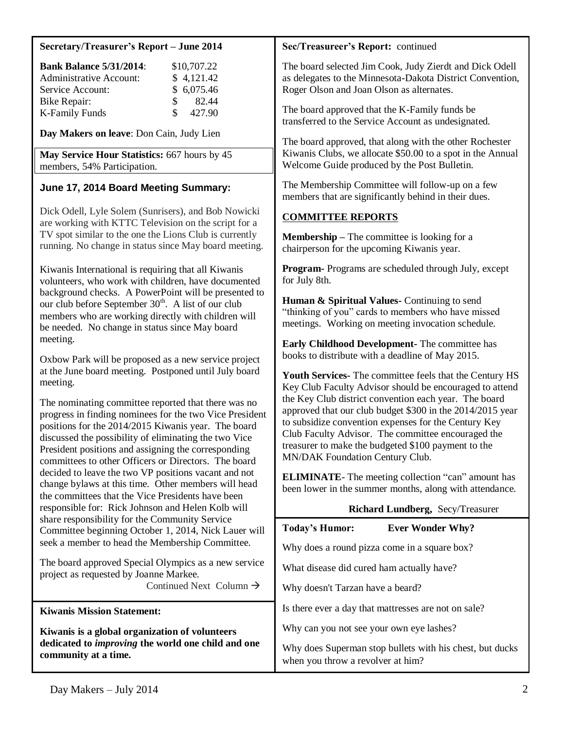## Secretary/Treasurer's Report – June 2014

| **Bank Balance 5/31/2014**: | $10,707.22 |
|---|---|
| Administrative Account: | $ 4,121.42 |
| Service Account: | $ 6,075.46 |
| Bike Repair: | $ 82.44 |
| K-Family Funds | $ 427.90 |

**Day Makers on leave**: Don Cain, Judy Lien

**May Service Hour Statistics:** 667 hours by 45 members, 54% Participation.

### June 17, 2014 Board Meeting Summary:

Dick Odell, Lyle Solem (Sunrisers), and Bob Nowicki are working with KTTC Television on the script for a TV spot similar to the one the Lions Club is currently running. No change in status since May board meeting.

Kiwanis International is requiring that all Kiwanis volunteers, who work with children, have documented background checks. A PowerPoint will be presented to our club before September 30th. A list of our club members who are working directly with children will be needed. No change in status since May board meeting.

Oxbow Park will be proposed as a new service project at the June board meeting. Postponed until July board meeting.

The nominating committee reported that there was no progress in finding nominees for the two Vice President positions for the 2014/2015 Kiwanis year. The board discussed the possibility of eliminating the two Vice President positions and assigning the corresponding committees to other Officers or Directors. The board decided to leave the two VP positions vacant and not change bylaws at this time. Other members will head the committees that the Vice Presidents have been responsible for: Rick Johnson and Helen Kolb will share responsibility for the Community Service Committee beginning October 1, 2014, Nick Lauer will seek a member to head the Membership Committee.

The board approved Special Olympics as a new service project as requested by Joanne Markee.

Continued Next Column →

## Kiwanis Mission Statement:

**Kiwanis is a global organization of volunteers dedicated to *improving* the world one child and one community at a time.**

## Sec/Treasureer's Report: continued

The board selected Jim Cook, Judy Zierdt and Dick Odell as delegates to the Minnesota-Dakota District Convention, Roger Olson and Joan Olson as alternates.

The board approved that the K-Family funds be transferred to the Service Account as undesignated.

The board approved, that along with the other Rochester Kiwanis Clubs, we allocate $50.00 to a spot in the Annual Welcome Guide produced by the Post Bulletin.

The Membership Committee will follow-up on a few members that are significantly behind in their dues.

### COMMITTEE REPORTS

**Membership –** The committee is looking for a chairperson for the upcoming Kiwanis year.

**Program-** Programs are scheduled through July, except for July 8th.

**Human & Spiritual Values-** Continuing to send "thinking of you" cards to members who have missed meetings. Working on meeting invocation schedule.

**Early Childhood Development-** The committee has books to distribute with a deadline of May 2015.

**Youth Services-** The committee feels that the Century HS Key Club Faculty Advisor should be encouraged to attend the Key Club district convention each year. The board approved that our club budget $300 in the 2014/2015 year to subsidize convention expenses for the Century Key Club Faculty Advisor. The committee encouraged the treasurer to make the budgeted $100 payment to the MN/DAK Foundation Century Club.

**ELIMINATE**- The meeting collection "can" amount has been lower in the summer months, along with attendance.

**Richard Lundberg,** Secy/Treasurer

## Today's Humor: Ever Wonder Why?

Why does a round pizza come in a square box?

What disease did cured ham actually have?

Why doesn't Tarzan have a beard?

Is there ever a day that mattresses are not on sale?

Why can you not see your own eye lashes?

Why does Superman stop bullets with his chest, but ducks when you throw a revolver at him?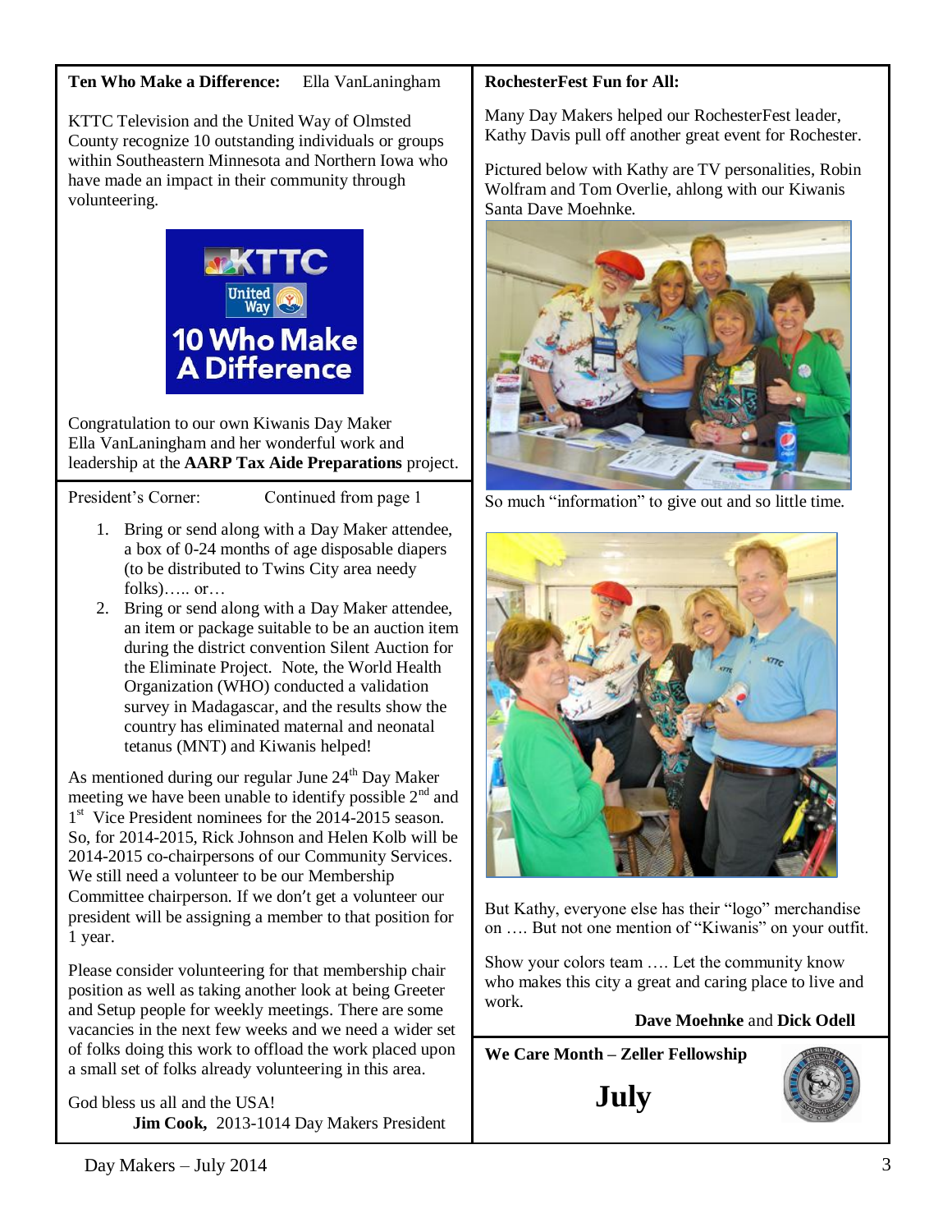**Ten Who Make a Difference:** Ella VanLaningham

KTTC Television and the United Way of Olmsted County recognize 10 outstanding individuals or groups within Southeastern Minnesota and Northern Iowa who have made an impact in their community through volunteering.

Congratulation to our own Kiwanis Day Maker Ella VanLaningham and her wonderful work and leadership at the **AARP Tax Aide Preparations** project.

President's Corner: Continued from page 1

1. Bring or send along with a Day Maker attendee, a box of 0-24 months of age disposable diapers (to be distributed to Twins City area needy folks)….. or…
2. Bring or send along with a Day Maker attendee, an item or package suitable to be an auction item during the district convention Silent Auction for the Eliminate Project. Note, the World Health Organization (WHO) conducted a validation survey in Madagascar, and the results show the country has eliminated maternal and neonatal tetanus (MNT) and Kiwanis helped!

As mentioned during our regular June 24th Day Maker meeting we have been unable to identify possible 2nd and 1st Vice President nominees for the 2014-2015 season. So, for 2014-2015, Rick Johnson and Helen Kolb will be 2014-2015 co-chairpersons of our Community Services. We still need a volunteer to be our Membership Committee chairperson. If we don't get a volunteer our president will be assigning a member to that position for 1 year.

Please consider volunteering for that membership chair position as well as taking another look at being Greeter and Setup people for weekly meetings. There are some vacancies in the next few weeks and we need a wider set of folks doing this work to offload the work placed upon a small set of folks already volunteering in this area.

God bless us all and the USA!

**Jim Cook,** 2013-1014 Day Makers President

**RochesterFest Fun for All:**

Many Day Makers helped our RochesterFest leader, Kathy Davis pull off another great event for Rochester.

Pictured below with Kathy are TV personalities, Robin Wolfram and Tom Overlie, ahlong with our Kiwanis Santa Dave Moehnke.

So much "information" to give out and so little time.

But Kathy, everyone else has their "logo" merchandise on …. But not one mention of "Kiwanis" on your outfit.

Show your colors team …. Let the community know who makes this city a great and caring place to live and work.

**Dave Moehnke** and **Dick Odell**

**We Care Month – Zeller Fellowship**

**July**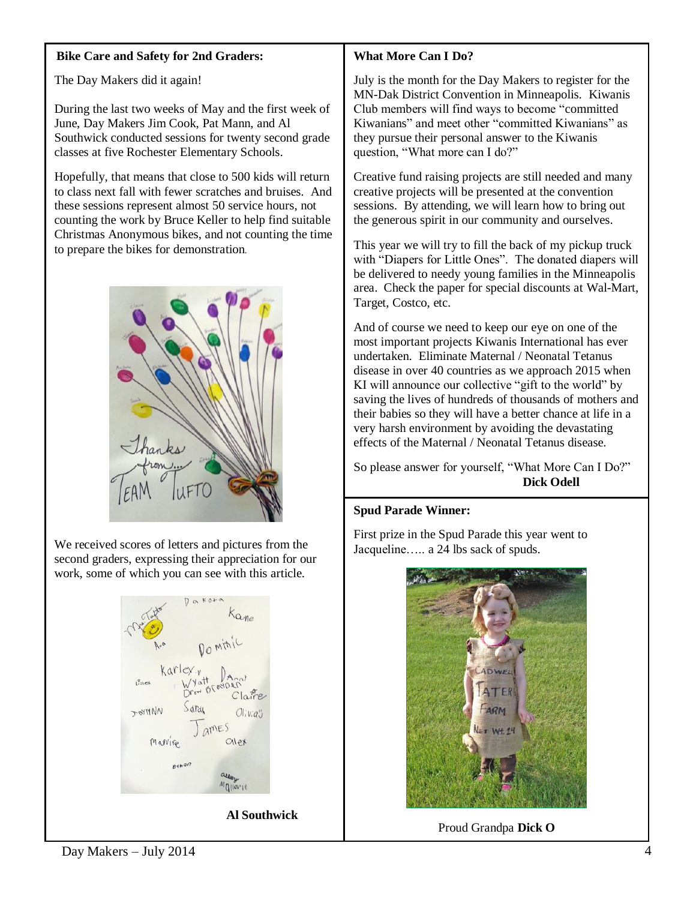**Bike Care and Safety for 2nd Graders:**

The Day Makers did it again!

During the last two weeks of May and the first week of June, Day Makers Jim Cook, Pat Mann, and Al Southwick conducted sessions for twenty second grade classes at five Rochester Elementary Schools.

Hopefully, that means that close to 500 kids will return to class next fall with fewer scratches and bruises. And these sessions represent almost 50 service hours, not counting the work by Bruce Keller to help find suitable Christmas Anonymous bikes, and not counting the time to prepare the bikes for demonstration.

We received scores of letters and pictures from the second graders, expressing their appreciation for our work, some of which you can see with this article.

**Al Southwick**

**What More Can I Do?**

July is the month for the Day Makers to register for the MN-Dak District Convention in Minneapolis. Kiwanis Club members will find ways to become "committed Kiwanians" and meet other "committed Kiwanians" as they pursue their personal answer to the Kiwanis question, "What more can I do?"

Creative fund raising projects are still needed and many creative projects will be presented at the convention sessions. By attending, we will learn how to bring out the generous spirit in our community and ourselves.

This year we will try to fill the back of my pickup truck with "Diapers for Little Ones". The donated diapers will be delivered to needy young families in the Minneapolis area. Check the paper for special discounts at Wal-Mart, Target, Costco, etc.

And of course we need to keep our eye on one of the most important projects Kiwanis International has ever undertaken. Eliminate Maternal / Neonatal Tetanus disease in over 40 countries as we approach 2015 when KI will announce our collective "gift to the world" by saving the lives of hundreds of thousands of mothers and their babies so they will have a better chance at life in a very harsh environment by avoiding the devastating effects of the Maternal / Neonatal Tetanus disease.

So please answer for yourself, "What More Can I Do?"

**Dick Odell**

**Spud Parade Winner:**

First prize in the Spud Parade this year went to Jacqueline….. a 24 lbs sack of spuds.

Proud Grandpa **Dick O**